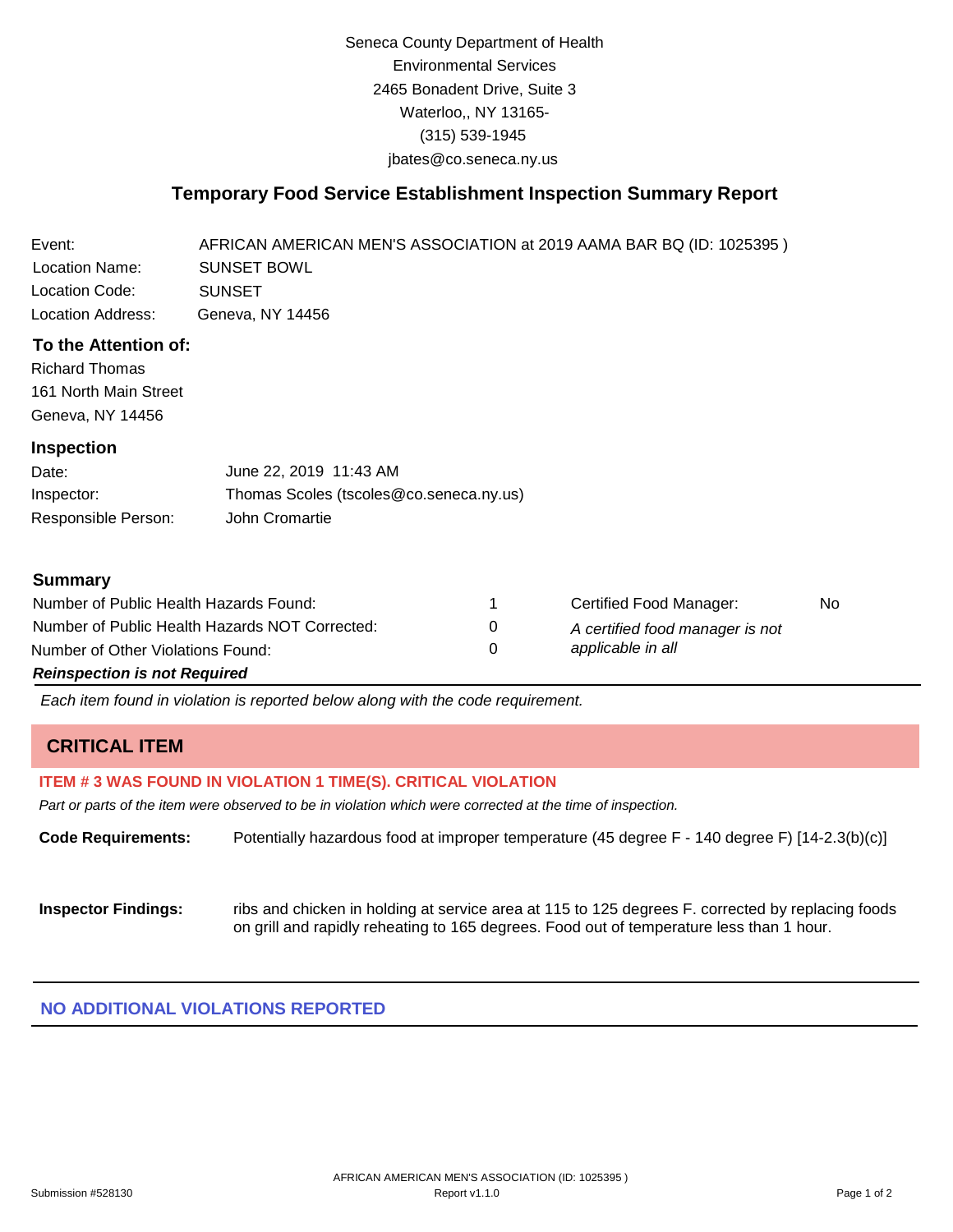Seneca County Department of Health
Environmental Services
2465 Bonadent Drive, Suite 3
Waterloo,, NY 13165-
(315) 539-1945
jbates@co.seneca.ny.us

## Temporary Food Service Establishment Inspection Summary Report

| | |
|---|---|
| Event: | AFRICAN AMERICAN MEN'S ASSOCIATION at 2019 AAMA BAR BQ (ID: 1025395 ) |
| Location Name: | SUNSET BOWL |
| Location Code: | SUNSET |
| Location Address: | Geneva, NY 14456 |

### To the Attention of:

Richard Thomas
161 North Main Street
Geneva, NY 14456

### Inspection

| | |
|---|---|
| Date: | June 22, 2019 11:43 AM |
| Inspector: | Thomas Scoles (tscoles@co.seneca.ny.us) |
| Responsible Person: | John Cromartie |

### Summary

| | | | |
|---|---|---|---|
| Number of Public Health Hazards Found: | 1 | Certified Food Manager: | No |
| Number of Public Health Hazards NOT Corrected: | 0 | *A certified food manager is not applicable in all* | |
| Number of Other Violations Found: | 0 | | |

***Reinspection is not Required***

*Each item found in violation is reported below along with the code requirement.*

## CRITICAL ITEM

**ITEM # 3 WAS FOUND IN VIOLATION 1 TIME(S). CRITICAL VIOLATION**

*Part or parts of the item were observed to be in violation which were corrected at the time of inspection.*

**Code Requirements:** Potentially hazardous food at improper temperature (45 degree F - 140 degree F) [14-2.3(b)(c)]

**Inspector Findings:** ribs and chicken in holding at service area at 115 to 125 degrees F. corrected by replacing foods on grill and rapidly reheating to 165 degrees. Food out of temperature less than 1 hour.

**NO ADDITIONAL VIOLATIONS REPORTED**

Submission #528130

AFRICAN AMERICAN MEN'S ASSOCIATION (ID: 1025395 )
Report v1.1.0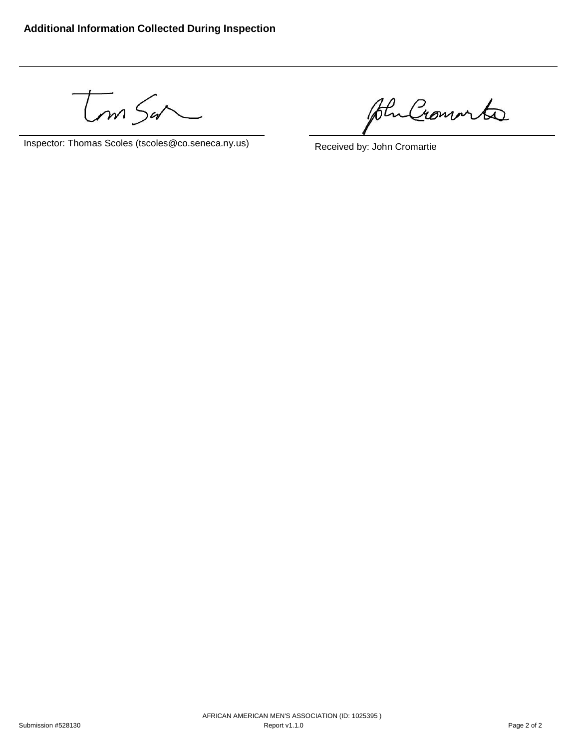**Additional Information Collected During Inspection**

---

Inspector: Thomas Scoles (tscoles@co.seneca.ny.us)

Received by: John Cromartie